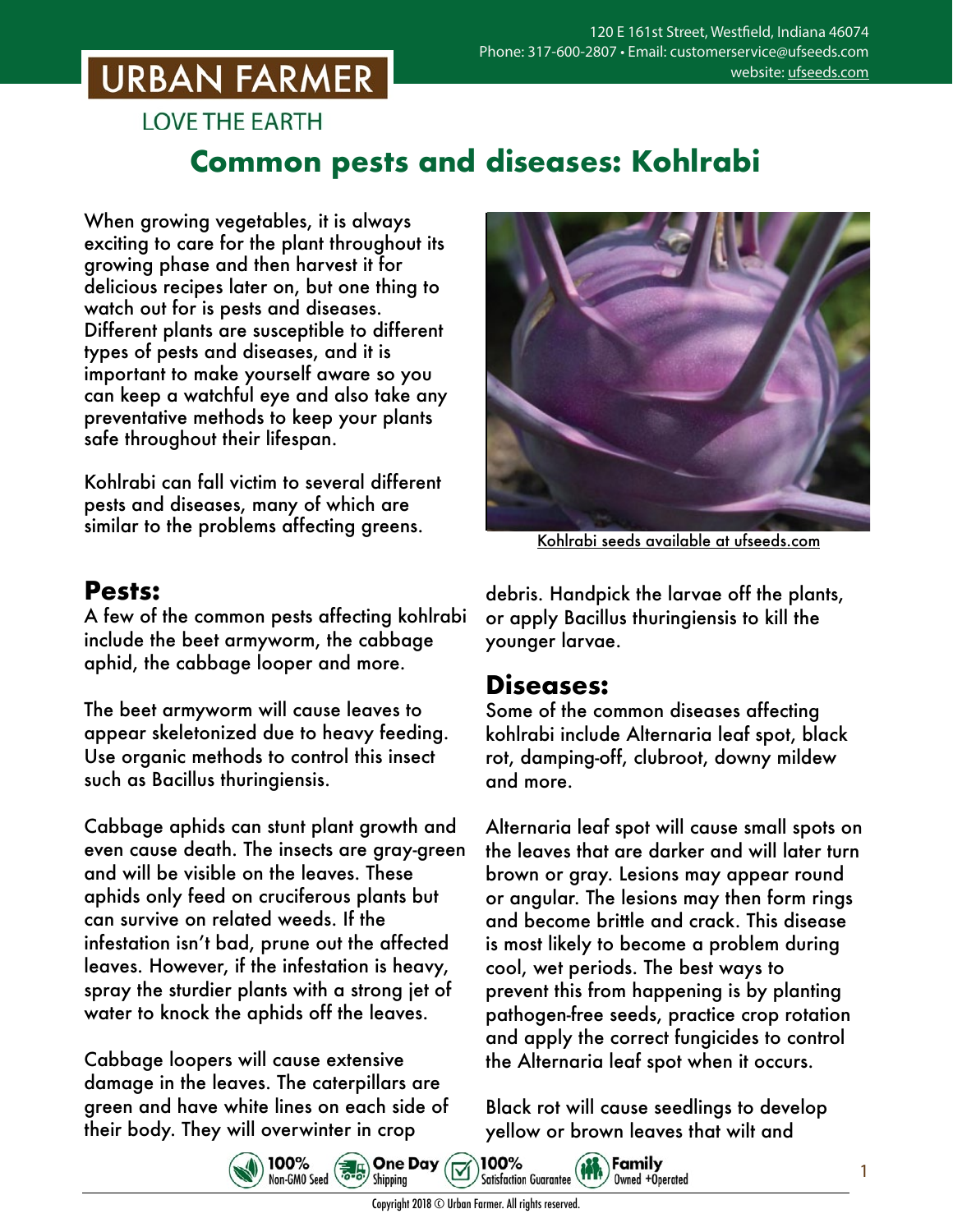# URBAN FARMER

LOVE THE EARTH

120 E 161st Street, Westfield, Indiana 46074
Phone: 317-600-2807 • Email: customerservice@ufseeds.com
website: ufseeds.com

## Common pests and diseases: Kohlrabi

When growing vegetables, it is always exciting to care for the plant throughout its growing phase and then harvest it for delicious recipes later on, but one thing to watch out for is pests and diseases. Different plants are susceptible to different types of pests and diseases, and it is important to make yourself aware so you can keep a watchful eye and also take any preventative methods to keep your plants safe throughout their lifespan.

Kohlrabi can fall victim to several different pests and diseases, many of which are similar to the problems affecting greens.

Kohlrabi seeds available at ufseeds.com

### Pests:

A few of the common pests affecting kohlrabi include the beet armyworm, the cabbage aphid, the cabbage looper and more.

The beet armyworm will cause leaves to appear skeletonized due to heavy feeding. Use organic methods to control this insect such as Bacillus thuringiensis.

Cabbage aphids can stunt plant growth and even cause death. The insects are gray-green and will be visible on the leaves. These aphids only feed on cruciferous plants but can survive on related weeds. If the infestation isn't bad, prune out the affected leaves. However, if the infestation is heavy, spray the sturdier plants with a strong jet of water to knock the aphids off the leaves.

Cabbage loopers will cause extensive damage in the leaves. The caterpillars are green and have white lines on each side of their body. They will overwinter in crop debris. Handpick the larvae off the plants, or apply Bacillus thuringiensis to kill the younger larvae.

### Diseases:

Some of the common diseases affecting kohlrabi include Alternaria leaf spot, black rot, damping-off, clubroot, downy mildew and more.

Alternaria leaf spot will cause small spots on the leaves that are darker and will later turn brown or gray. Lesions may appear round or angular. The lesions may then form rings and become brittle and crack. This disease is most likely to become a problem during cool, wet periods. The best ways to prevent this from happening is by planting pathogen-free seeds, practice crop rotation and apply the correct fungicides to control the Alternaria leaf spot when it occurs.

Black rot will cause seedlings to develop yellow or brown leaves that wilt and

100% Non-GMO Seed • One Day Shipping • 100% Satisfaction Guarantee • Family Owned +Operated

Copyright 2018 © Urban Farmer. All rights reserved.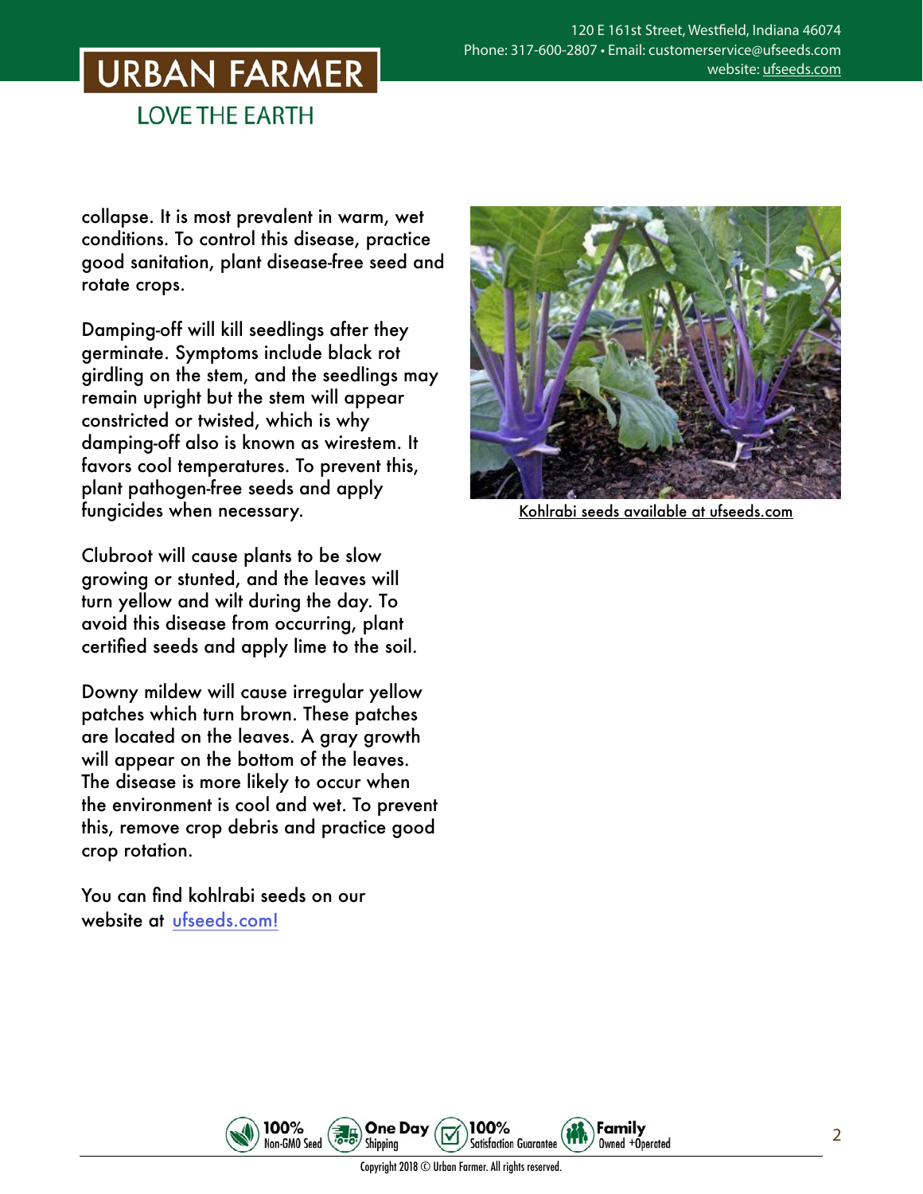collapse. It is most prevalent in warm, wet conditions. To control this disease, practice good sanitation, plant disease-free seed and rotate crops.

Damping-off will kill seedlings after they germinate. Symptoms include black rot girdling on the stem, and the seedlings may remain upright but the stem will appear constricted or twisted, which is why damping-off also is known as wirestem. It favors cool temperatures. To prevent this, plant pathogen-free seeds and apply fungicides when necessary.

Clubroot will cause plants to be slow growing or stunted, and the leaves will turn yellow and wilt during the day. To avoid this disease from occurring, plant certified seeds and apply lime to the soil.

Downy mildew will cause irregular yellow patches which turn brown. These patches are located on the leaves. A gray growth will appear on the bottom of the leaves. The disease is more likely to occur when the environment is cool and wet. To prevent this, remove crop debris and practice good crop rotation.

You can find kohlrabi seeds on our website at [ufseeds.com!](https://ufseeds.com)

Kohlrabi seeds available at ufseeds.com